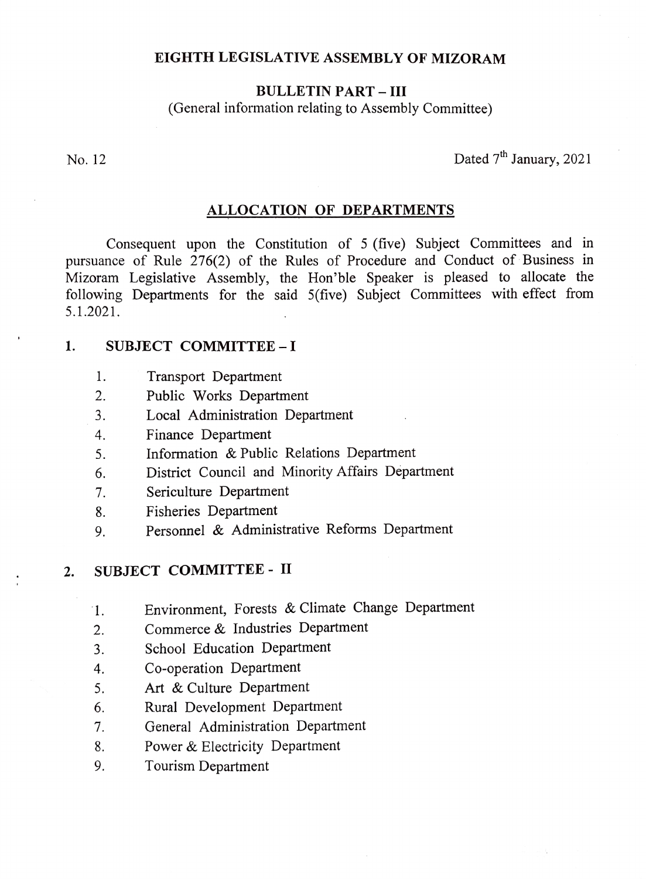# EIGHTH LEGISLATIVE ASSEMBLY OF MIZORAM

## BULLETIN PART – III

(General information relating to Assembly Committee)

No. 12 Dated 7th January, 2021

## ALLOCATION OF DEPARTMENTS

Consequent upon the Constitution of 5 (five) Subject Committees and in pursuance of Rule 276(2) of the Rules of Procedure and Conduct of Business in Mizoram Legislative Assembly, the Hon'ble Speaker is pleased to allocate the following Departments for the said 5(five) Subject Committees with effect from 5.1.2021.

### 1. SUBJECT COMMITTEE – I

1. Transport Department
2. Public Works Department
3. Local Administration Department
4. Finance Department
5. Information & Public Relations Department
6. District Council and Minority Affairs Department
7. Sericulture Department
8. Fisheries Department
9. Personnel & Administrative Reforms Department

### 2. SUBJECT COMMITTEE - II

1. Environment, Forests & Climate Change Department
2. Commerce & Industries Department
3. School Education Department
4. Co-operation Department
5. Art & Culture Department
6. Rural Development Department
7. General Administration Department
8. Power & Electricity Department
9. Tourism Department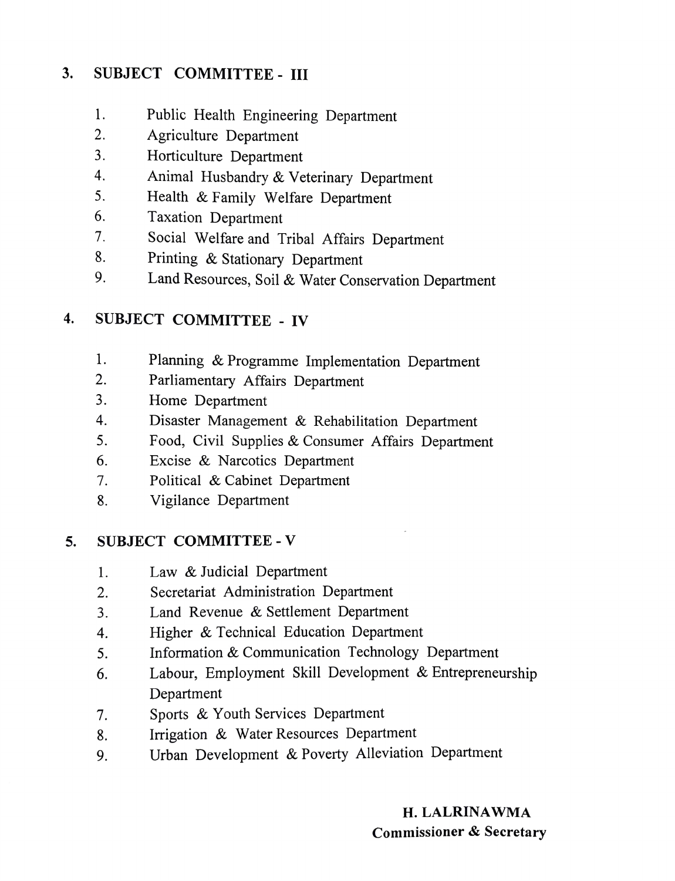## 3. SUBJECT COMMITTEE - III

1. Public Health Engineering Department
2. Agriculture Department
3. Horticulture Department
4. Animal Husbandry & Veterinary Department
5. Health & Family Welfare Department
6. Taxation Department
7. Social Welfare and Tribal Affairs Department
8. Printing & Stationary Department
9. Land Resources, Soil & Water Conservation Department

## 4. SUBJECT COMMITTEE - IV

1. Planning & Programme Implementation Department
2. Parliamentary Affairs Department
3. Home Department
4. Disaster Management & Rehabilitation Department
5. Food, Civil Supplies & Consumer Affairs Department
6. Excise & Narcotics Department
7. Political & Cabinet Department
8. Vigilance Department

## 5. SUBJECT COMMITTEE - V

1. Law & Judicial Department
2. Secretariat Administration Department
3. Land Revenue & Settlement Department
4. Higher & Technical Education Department
5. Information & Communication Technology Department
6. Labour, Employment Skill Development & Entrepreneurship Department
7. Sports & Youth Services Department
8. Irrigation & Water Resources Department
9. Urban Development & Poverty Alleviation Department

**H. LALRINAWMA**
**Commissioner & Secretary**